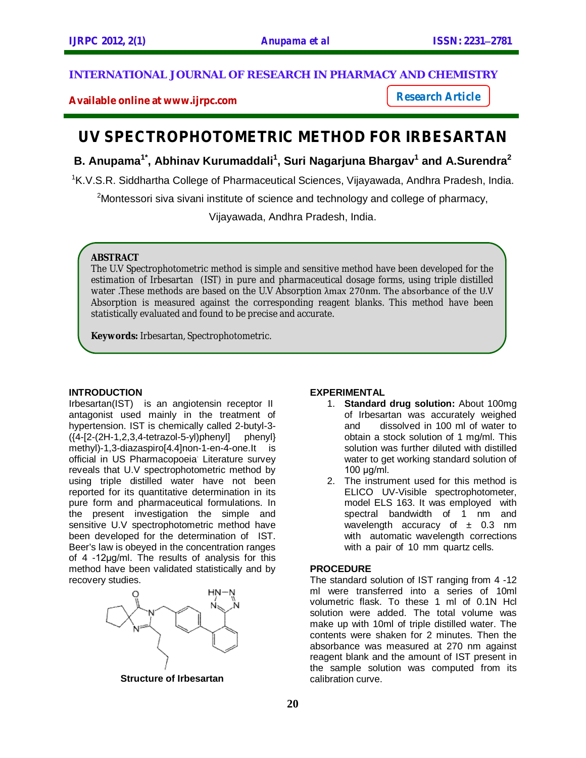**INTERNATIONAL JOURNAL OF RESEARCH IN PHARMACY AND CHEMISTRY**

**Available online at www.ijrpc.com**

**Research Article**

# UV SPECTROPHOTOMETRIC METHOD FOR IRBESARTAN

**B. Anupama[1*], Abhinav Kurumaddali[1], Suri Nagarjuna Bhargav[1] and A.Surendra[2]**

[1]K.V.S.R. Siddhartha College of Pharmaceutical Sciences, Vijayawada, Andhra Pradesh, India.

[2]Montessori siva sivani institute of science and technology and college of pharmacy, Vijayawada, Andhra Pradesh, India.

## ABSTRACT

The U.V Spectrophotometric method is simple and sensitive method have been developed for the estimation of Irbesartan (IST) in pure and pharmaceutical dosage forms, using triple distilled water .These methods are based on the U.V Absorption λmax 270nm. The absorbance of the U.V Absorption is measured against the corresponding reagent blanks. This method have been statistically evaluated and found to be precise and accurate.

**Keywords:** Irbesartan, Spectrophotometric.

## INTRODUCTION

Irbesartan(IST) is an angiotensin receptor II antagonist used mainly in the treatment of hypertension. IST is chemically called 2-butyl-3-({4-[2-(2H-1,2,3,4-tetrazol-5-yl)phenyl] phenyl} methyl)-1,3-diazaspiro[4.4]non-1-en-4-one.It is official in US Pharmacopoeia. Literature survey reveals that U.V spectrophotometric method by using triple distilled water have not been reported for its quantitative determination in its pure form and pharmaceutical formulations. In the present investigation the simple and sensitive U.V spectrophotometric method have been developed for the determination of IST. Beer's law is obeyed in the concentration ranges of 4 -12µg/ml. The results of analysis for this method have been validated statistically and by recovery studies.

**Structure of Irbesartan**

## EXPERIMENTAL

1. **Standard drug solution:** About 100mg of Irbesartan was accurately weighed and dissolved in 100 ml of water to obtain a stock solution of 1 mg/ml. This solution was further diluted with distilled water to get working standard solution of 100 µg/ml.
2. The instrument used for this method is ELICO UV-Visible spectrophotometer, model ELS 163. It was employed with spectral bandwidth of 1 nm and wavelength accuracy of ± 0.3 nm with automatic wavelength corrections with a pair of 10 mm quartz cells.

## PROCEDURE

The standard solution of IST ranging from 4 -12 ml were transferred into a series of 10ml volumetric flask. To these 1 ml of 0.1N Hcl solution were added. The total volume was make up with 10ml of triple distilled water. The contents were shaken for 2 minutes. Then the absorbance was measured at 270 nm against reagent blank and the amount of IST present in the sample solution was computed from its calibration curve.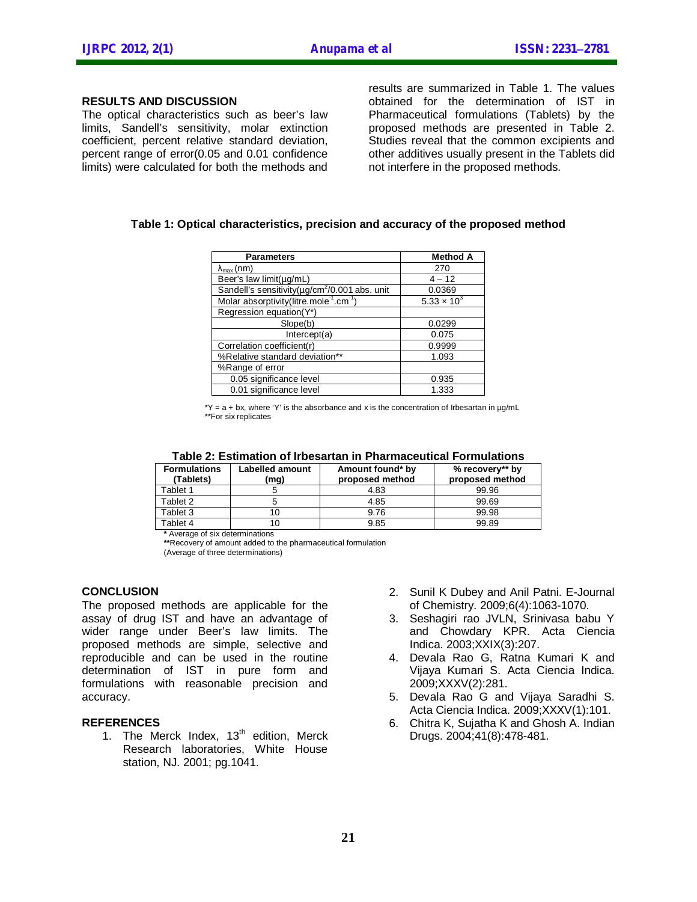## RESULTS AND DISCUSSION

The optical characteristics such as beer's law limits, Sandell's sensitivity, molar extinction coefficient, percent relative standard deviation, percent range of error(0.05 and 0.01 confidence limits) were calculated for both the methods and results are summarized in Table 1. The values obtained for the determination of IST in Pharmaceutical formulations (Tablets) by the proposed methods are presented in Table 2. Studies reveal that the common excipients and other additives usually present in the Tablets did not interfere in the proposed methods.

**Table 1: Optical characteristics, precision and accuracy of the proposed method**

| Parameters | Method A |
|---|---|
| $\lambda_{max}$ (nm) | 270 |
| Beer's law limit(µg/mL) | 4 – 12 |
| Sandell's sensitivity(µg/cm$^2$/0.001 abs. unit | 0.0369 |
| Molar absorptivity(litre.mole$^{-1}$.cm$^{-1}$) | $5.33 \times 10^3$ |
| Regression equation(Y*) | |
| Slope(b) | 0.0299 |
| Intercept(a) | 0.075 |
| Correlation coefficient(r) | 0.9999 |
| %Relative standard deviation** | 1.093 |
| %Range of error | |
| 0.05 significance level | 0.935 |
| 0.01 significance level | 1.333 |

*Y = a + bx, where 'Y' is the absorbance and x is the concentration of Irbesartan in µg/mL
**For six replicates

**Table 2: Estimation of Irbesartan in Pharmaceutical Formulations**

| Formulations (Tablets) | Labelled amount (mg) | Amount found* by proposed method | % recovery** by proposed method |
|---|---|---|---|
| Tablet 1 | 5 | 4.83 | 99.96 |
| Tablet 2 | 5 | 4.85 | 99.69 |
| Tablet 3 | 10 | 9.76 | 99.98 |
| Tablet 4 | 10 | 9.85 | 99.89 |

**\*** Average of six determinations
**\*\***Recovery of amount added to the pharmaceutical formulation
(Average of three determinations)

## CONCLUSION

The proposed methods are applicable for the assay of drug IST and have an advantage of wider range under Beer's law limits. The proposed methods are simple, selective and reproducible and can be used in the routine determination of IST in pure form and formulations with reasonable precision and accuracy.

## REFERENCES

1. The Merck Index, 13th edition, Merck Research laboratories, White House station, NJ. 2001; pg.1041.
2. Sunil K Dubey and Anil Patni. E-Journal of Chemistry. 2009;6(4):1063-1070.
3. Seshagiri rao JVLN, Srinivasa babu Y and Chowdary KPR. Acta Ciencia Indica. 2003;XXIX(3):207.
4. Devala Rao G, Ratna Kumari K and Vijaya Kumari S. Acta Ciencia Indica. 2009;XXXV(2):281.
5. Devala Rao G and Vijaya Saradhi S. Acta Ciencia Indica. 2009;XXXV(1):101.
6. Chitra K, Sujatha K and Ghosh A. Indian Drugs. 2004;41(8):478-481.